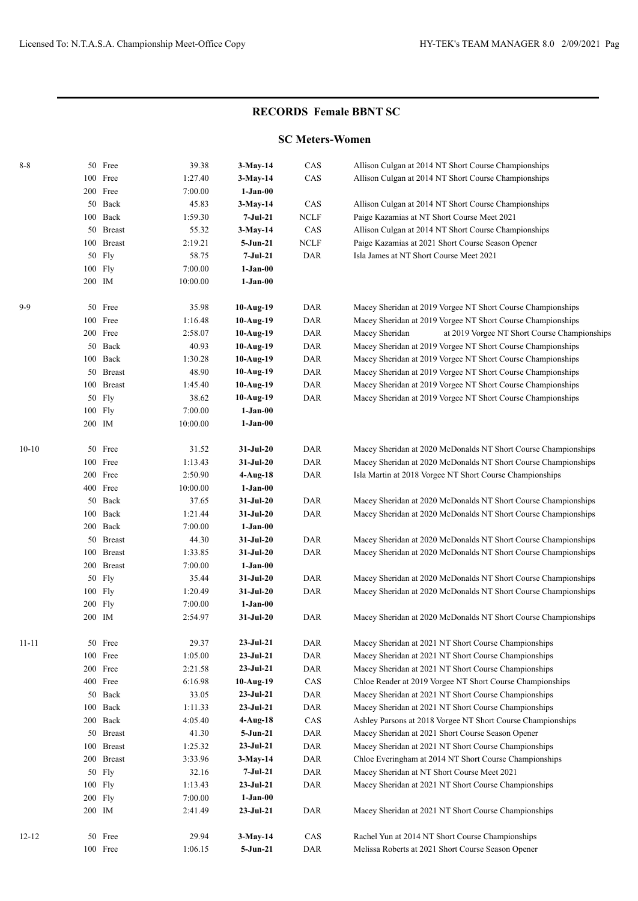## RECORDS Female BBNT SC

### SC Meters-Women

| Age | Event | Time | Date | Team | Record Holder |
|---|---|---|---|---|---|
| 8-8 | 50 Free | 39.38 | **3-May-14** | CAS | Allison Culgan at 2014 NT Short Course Championships |
| | 100 Free | 1:27.40 | **3-May-14** | CAS | Allison Culgan at 2014 NT Short Course Championships |
| | 200 Free | 7:00.00 | **1-Jan-00** | | |
| | 50 Back | 45.83 | **3-May-14** | CAS | Allison Culgan at 2014 NT Short Course Championships |
| | 100 Back | 1:59.30 | **7-Jul-21** | NCLF | Paige Kazamias at NT Short Course Meet 2021 |
| | 50 Breast | 55.32 | **3-May-14** | CAS | Allison Culgan at 2014 NT Short Course Championships |
| | 100 Breast | 2:19.21 | **5-Jun-21** | NCLF | Paige Kazamias at 2021 Short Course Season Opener |
| | 50 Fly | 58.75 | **7-Jul-21** | DAR | Isla James at NT Short Course Meet 2021 |
| | 100 Fly | 7:00.00 | **1-Jan-00** | | |
| | 200 IM | 10:00.00 | **1-Jan-00** | | |
| 9-9 | 50 Free | 35.98 | **10-Aug-19** | DAR | Macey Sheridan at 2019 Vorgee NT Short Course Championships |
| | 100 Free | 1:16.48 | **10-Aug-19** | DAR | Macey Sheridan at 2019 Vorgee NT Short Course Championships |
| | 200 Free | 2:58.07 | **10-Aug-19** | DAR | Macey Sheridan at 2019 Vorgee NT Short Course Championships |
| | 50 Back | 40.93 | **10-Aug-19** | DAR | Macey Sheridan at 2019 Vorgee NT Short Course Championships |
| | 100 Back | 1:30.28 | **10-Aug-19** | DAR | Macey Sheridan at 2019 Vorgee NT Short Course Championships |
| | 50 Breast | 48.90 | **10-Aug-19** | DAR | Macey Sheridan at 2019 Vorgee NT Short Course Championships |
| | 100 Breast | 1:45.40 | **10-Aug-19** | DAR | Macey Sheridan at 2019 Vorgee NT Short Course Championships |
| | 50 Fly | 38.62 | **10-Aug-19** | DAR | Macey Sheridan at 2019 Vorgee NT Short Course Championships |
| | 100 Fly | 7:00.00 | **1-Jan-00** | | |
| | 200 IM | 10:00.00 | **1-Jan-00** | | |
| 10-10 | 50 Free | 31.52 | **31-Jul-20** | DAR | Macey Sheridan at 2020 McDonalds NT Short Course Championships |
| | 100 Free | 1:13.43 | **31-Jul-20** | DAR | Macey Sheridan at 2020 McDonalds NT Short Course Championships |
| | 200 Free | 2:50.90 | **4-Aug-18** | DAR | Isla Martin at 2018 Vorgee NT Short Course Championships |
| | 400 Free | 10:00.00 | **1-Jan-00** | | |
| | 50 Back | 37.65 | **31-Jul-20** | DAR | Macey Sheridan at 2020 McDonalds NT Short Course Championships |
| | 100 Back | 1:21.44 | **31-Jul-20** | DAR | Macey Sheridan at 2020 McDonalds NT Short Course Championships |
| | 200 Back | 7:00.00 | **1-Jan-00** | | |
| | 50 Breast | 44.30 | **31-Jul-20** | DAR | Macey Sheridan at 2020 McDonalds NT Short Course Championships |
| | 100 Breast | 1:33.85 | **31-Jul-20** | DAR | Macey Sheridan at 2020 McDonalds NT Short Course Championships |
| | 200 Breast | 7:00.00 | **1-Jan-00** | | |
| | 50 Fly | 35.44 | **31-Jul-20** | DAR | Macey Sheridan at 2020 McDonalds NT Short Course Championships |
| | 100 Fly | 1:20.49 | **31-Jul-20** | DAR | Macey Sheridan at 2020 McDonalds NT Short Course Championships |
| | 200 Fly | 7:00.00 | **1-Jan-00** | | |
| | 200 IM | 2:54.97 | **31-Jul-20** | DAR | Macey Sheridan at 2020 McDonalds NT Short Course Championships |
| 11-11 | 50 Free | 29.37 | **23-Jul-21** | DAR | Macey Sheridan at 2021 NT Short Course Championships |
| | 100 Free | 1:05.00 | **23-Jul-21** | DAR | Macey Sheridan at 2021 NT Short Course Championships |
| | 200 Free | 2:21.58 | **23-Jul-21** | DAR | Macey Sheridan at 2021 NT Short Course Championships |
| | 400 Free | 6:16.98 | **10-Aug-19** | CAS | Chloe Reader at 2019 Vorgee NT Short Course Championships |
| | 50 Back | 33.05 | **23-Jul-21** | DAR | Macey Sheridan at 2021 NT Short Course Championships |
| | 100 Back | 1:11.33 | **23-Jul-21** | DAR | Macey Sheridan at 2021 NT Short Course Championships |
| | 200 Back | 4:05.40 | **4-Aug-18** | CAS | Ashley Parsons at 2018 Vorgee NT Short Course Championships |
| | 50 Breast | 41.30 | **5-Jun-21** | DAR | Macey Sheridan at 2021 Short Course Season Opener |
| | 100 Breast | 1:25.32 | **23-Jul-21** | DAR | Macey Sheridan at 2021 NT Short Course Championships |
| | 200 Breast | 3:33.96 | **3-May-14** | DAR | Chloe Everingham at 2014 NT Short Course Championships |
| | 50 Fly | 32.16 | **7-Jul-21** | DAR | Macey Sheridan at NT Short Course Meet 2021 |
| | 100 Fly | 1:13.43 | **23-Jul-21** | DAR | Macey Sheridan at 2021 NT Short Course Championships |
| | 200 Fly | 7:00.00 | **1-Jan-00** | | |
| | 200 IM | 2:41.49 | **23-Jul-21** | DAR | Macey Sheridan at 2021 NT Short Course Championships |
| 12-12 | 50 Free | 29.94 | **3-May-14** | CAS | Rachel Yun at 2014 NT Short Course Championships |
| | 100 Free | 1:06.15 | **5-Jun-21** | DAR | Melissa Roberts at 2021 Short Course Season Opener |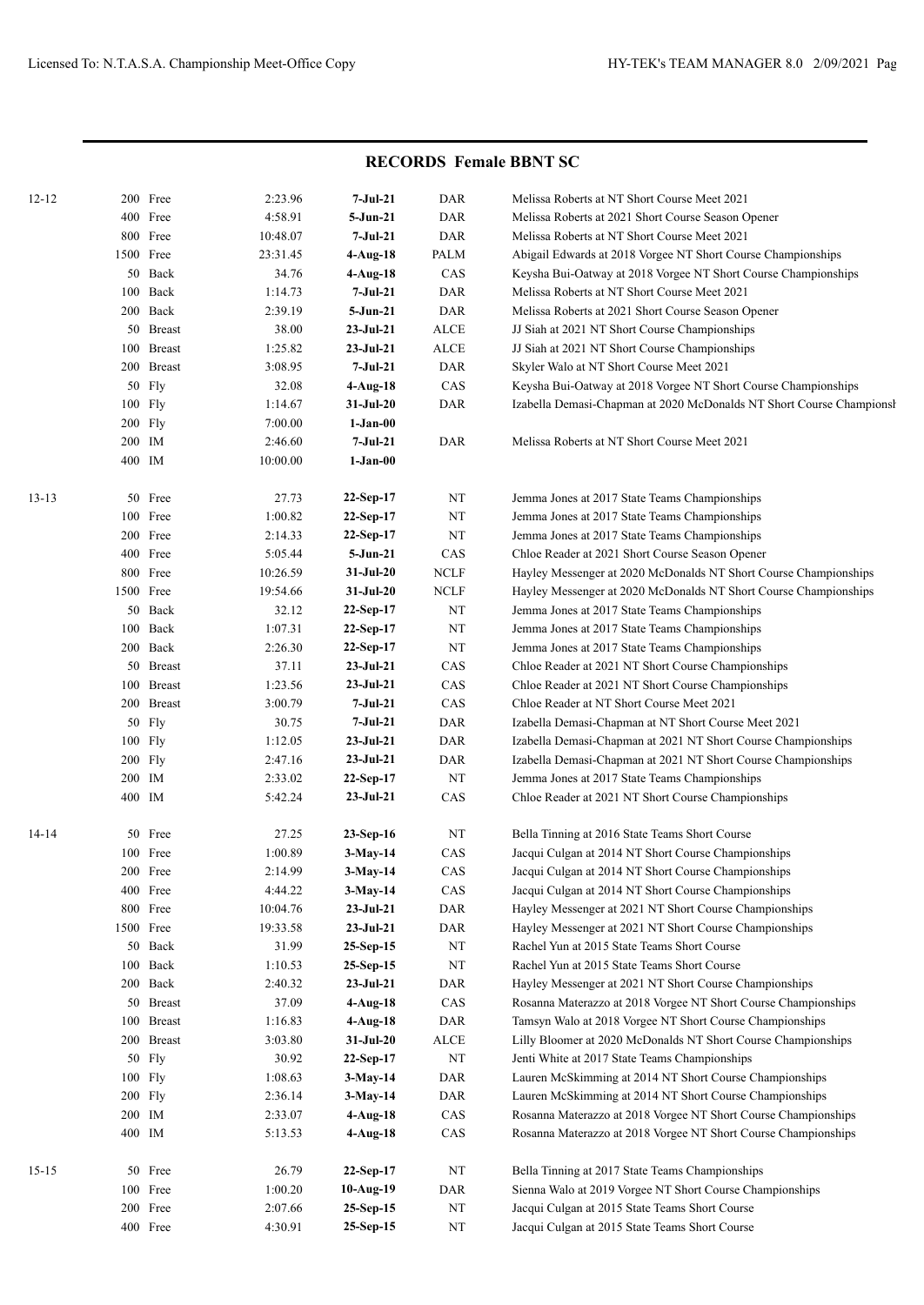## RECORDS Female BBNT SC

| Age | Event | Time | Date | Team | Record Holder |
|---|---|---|---|---|---|
| 12-12 | 200 Free | 2:23.96 | **7-Jul-21** | DAR | Melissa Roberts at NT Short Course Meet 2021 |
| | 400 Free | 4:58.91 | **5-Jun-21** | DAR | Melissa Roberts at 2021 Short Course Season Opener |
| | 800 Free | 10:48.07 | **7-Jul-21** | DAR | Melissa Roberts at NT Short Course Meet 2021 |
| | 1500 Free | 23:31.45 | **4-Aug-18** | PALM | Abigail Edwards at 2018 Vorgee NT Short Course Championships |
| | 50 Back | 34.76 | **4-Aug-18** | CAS | Keysha Bui-Oatway at 2018 Vorgee NT Short Course Championships |
| | 100 Back | 1:14.73 | **7-Jul-21** | DAR | Melissa Roberts at NT Short Course Meet 2021 |
| | 200 Back | 2:39.19 | **5-Jun-21** | DAR | Melissa Roberts at 2021 Short Course Season Opener |
| | 50 Breast | 38.00 | **23-Jul-21** | ALCE | JJ Siah at 2021 NT Short Course Championships |
| | 100 Breast | 1:25.82 | **23-Jul-21** | ALCE | JJ Siah at 2021 NT Short Course Championships |
| | 200 Breast | 3:08.95 | **7-Jul-21** | DAR | Skyler Walo at NT Short Course Meet 2021 |
| | 50 Fly | 32.08 | **4-Aug-18** | CAS | Keysha Bui-Oatway at 2018 Vorgee NT Short Course Championships |
| | 100 Fly | 1:14.67 | **31-Jul-20** | DAR | Izabella Demasi-Chapman at 2020 McDonalds NT Short Course Championsl |
| | 200 Fly | 7:00.00 | **1-Jan-00** | | |
| | 200 IM | 2:46.60 | **7-Jul-21** | DAR | Melissa Roberts at NT Short Course Meet 2021 |
| | 400 IM | 10:00.00 | **1-Jan-00** | | |
| 13-13 | 50 Free | 27.73 | **22-Sep-17** | NT | Jemma Jones at 2017 State Teams Championships |
| | 100 Free | 1:00.82 | **22-Sep-17** | NT | Jemma Jones at 2017 State Teams Championships |
| | 200 Free | 2:14.33 | **22-Sep-17** | NT | Jemma Jones at 2017 State Teams Championships |
| | 400 Free | 5:05.44 | **5-Jun-21** | CAS | Chloe Reader at 2021 Short Course Season Opener |
| | 800 Free | 10:26.59 | **31-Jul-20** | NCLF | Hayley Messenger at 2020 McDonalds NT Short Course Championships |
| | 1500 Free | 19:54.66 | **31-Jul-20** | NCLF | Hayley Messenger at 2020 McDonalds NT Short Course Championships |
| | 50 Back | 32.12 | **22-Sep-17** | NT | Jemma Jones at 2017 State Teams Championships |
| | 100 Back | 1:07.31 | **22-Sep-17** | NT | Jemma Jones at 2017 State Teams Championships |
| | 200 Back | 2:26.30 | **22-Sep-17** | NT | Jemma Jones at 2017 State Teams Championships |
| | 50 Breast | 37.11 | **23-Jul-21** | CAS | Chloe Reader at 2021 NT Short Course Championships |
| | 100 Breast | 1:23.56 | **23-Jul-21** | CAS | Chloe Reader at 2021 NT Short Course Championships |
| | 200 Breast | 3:00.79 | **7-Jul-21** | CAS | Chloe Reader at NT Short Course Meet 2021 |
| | 50 Fly | 30.75 | **7-Jul-21** | DAR | Izabella Demasi-Chapman at NT Short Course Meet 2021 |
| | 100 Fly | 1:12.05 | **23-Jul-21** | DAR | Izabella Demasi-Chapman at 2021 NT Short Course Championships |
| | 200 Fly | 2:47.16 | **23-Jul-21** | DAR | Izabella Demasi-Chapman at 2021 NT Short Course Championships |
| | 200 IM | 2:33.02 | **22-Sep-17** | NT | Jemma Jones at 2017 State Teams Championships |
| | 400 IM | 5:42.24 | **23-Jul-21** | CAS | Chloe Reader at 2021 NT Short Course Championships |
| 14-14 | 50 Free | 27.25 | **23-Sep-16** | NT | Bella Tinning at 2016 State Teams Short Course |
| | 100 Free | 1:00.89 | **3-May-14** | CAS | Jacqui Culgan at 2014 NT Short Course Championships |
| | 200 Free | 2:14.99 | **3-May-14** | CAS | Jacqui Culgan at 2014 NT Short Course Championships |
| | 400 Free | 4:44.22 | **3-May-14** | CAS | Jacqui Culgan at 2014 NT Short Course Championships |
| | 800 Free | 10:04.76 | **23-Jul-21** | DAR | Hayley Messenger at 2021 NT Short Course Championships |
| | 1500 Free | 19:33.58 | **23-Jul-21** | DAR | Hayley Messenger at 2021 NT Short Course Championships |
| | 50 Back | 31.99 | **25-Sep-15** | NT | Rachel Yun at 2015 State Teams Short Course |
| | 100 Back | 1:10.53 | **25-Sep-15** | NT | Rachel Yun at 2015 State Teams Short Course |
| | 200 Back | 2:40.32 | **23-Jul-21** | DAR | Hayley Messenger at 2021 NT Short Course Championships |
| | 50 Breast | 37.09 | **4-Aug-18** | CAS | Rosanna Materazzo at 2018 Vorgee NT Short Course Championships |
| | 100 Breast | 1:16.83 | **4-Aug-18** | DAR | Tamsyn Walo at 2018 Vorgee NT Short Course Championships |
| | 200 Breast | 3:03.80 | **31-Jul-20** | ALCE | Lilly Bloomer at 2020 McDonalds NT Short Course Championships |
| | 50 Fly | 30.92 | **22-Sep-17** | NT | Jenti White at 2017 State Teams Championships |
| | 100 Fly | 1:08.63 | **3-May-14** | DAR | Lauren McSkimming at 2014 NT Short Course Championships |
| | 200 Fly | 2:36.14 | **3-May-14** | DAR | Lauren McSkimming at 2014 NT Short Course Championships |
| | 200 IM | 2:33.07 | **4-Aug-18** | CAS | Rosanna Materazzo at 2018 Vorgee NT Short Course Championships |
| | 400 IM | 5:13.53 | **4-Aug-18** | CAS | Rosanna Materazzo at 2018 Vorgee NT Short Course Championships |
| 15-15 | 50 Free | 26.79 | **22-Sep-17** | NT | Bella Tinning at 2017 State Teams Championships |
| | 100 Free | 1:00.20 | **10-Aug-19** | DAR | Sienna Walo at 2019 Vorgee NT Short Course Championships |
| | 200 Free | 2:07.66 | **25-Sep-15** | NT | Jacqui Culgan at 2015 State Teams Short Course |
| | 400 Free | 4:30.91 | **25-Sep-15** | NT | Jacqui Culgan at 2015 State Teams Short Course |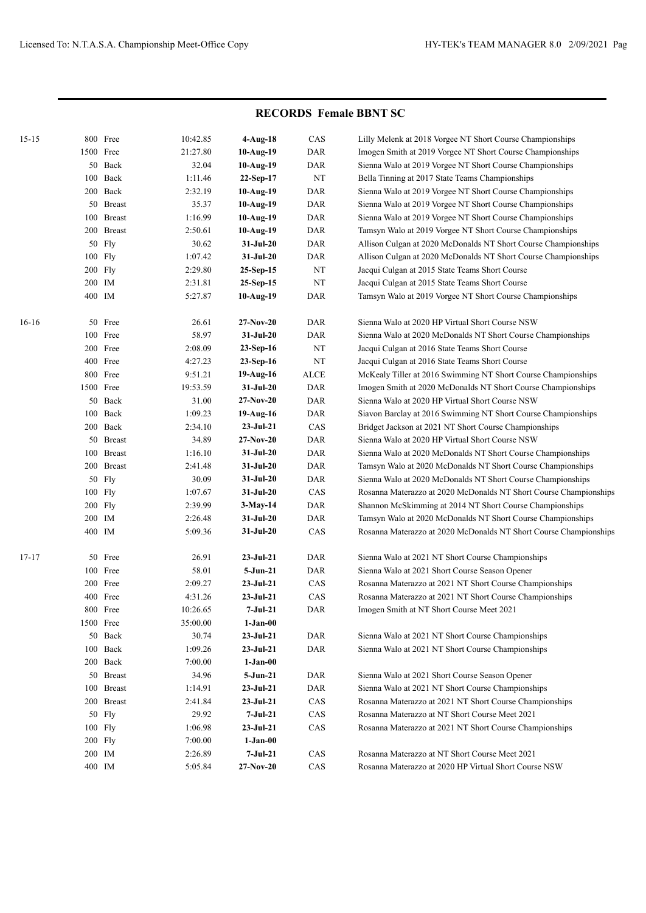## RECORDS Female BBNT SC

| | | | | | | |
|---|---|---|---|---|---|---|
| 15-15 | 800 | Free | 10:42.85 | **4-Aug-18** | CAS | Lilly Melenk at 2018 Vorgee NT Short Course Championships |
| | 1500 | Free | 21:27.80 | **10-Aug-19** | DAR | Imogen Smith at 2019 Vorgee NT Short Course Championships |
| | 50 | Back | 32.04 | **10-Aug-19** | DAR | Sienna Walo at 2019 Vorgee NT Short Course Championships |
| | 100 | Back | 1:11.46 | **22-Sep-17** | NT | Bella Tinning at 2017 State Teams Championships |
| | 200 | Back | 2:32.19 | **10-Aug-19** | DAR | Sienna Walo at 2019 Vorgee NT Short Course Championships |
| | 50 | Breast | 35.37 | **10-Aug-19** | DAR | Sienna Walo at 2019 Vorgee NT Short Course Championships |
| | 100 | Breast | 1:16.99 | **10-Aug-19** | DAR | Sienna Walo at 2019 Vorgee NT Short Course Championships |
| | 200 | Breast | 2:50.61 | **10-Aug-19** | DAR | Tamsyn Walo at 2019 Vorgee NT Short Course Championships |
| | 50 | Fly | 30.62 | **31-Jul-20** | DAR | Allison Culgan at 2020 McDonalds NT Short Course Championships |
| | 100 | Fly | 1:07.42 | **31-Jul-20** | DAR | Allison Culgan at 2020 McDonalds NT Short Course Championships |
| | 200 | Fly | 2:29.80 | **25-Sep-15** | NT | Jacqui Culgan at 2015 State Teams Short Course |
| | 200 | IM | 2:31.81 | **25-Sep-15** | NT | Jacqui Culgan at 2015 State Teams Short Course |
| | 400 | IM | 5:27.87 | **10-Aug-19** | DAR | Tamsyn Walo at 2019 Vorgee NT Short Course Championships |
| 16-16 | 50 | Free | 26.61 | **27-Nov-20** | DAR | Sienna Walo at 2020 HP Virtual Short Course NSW |
| | 100 | Free | 58.97 | **31-Jul-20** | DAR | Sienna Walo at 2020 McDonalds NT Short Course Championships |
| | 200 | Free | 2:08.09 | **23-Sep-16** | NT | Jacqui Culgan at 2016 State Teams Short Course |
| | 400 | Free | 4:27.23 | **23-Sep-16** | NT | Jacqui Culgan at 2016 State Teams Short Course |
| | 800 | Free | 9:51.21 | **19-Aug-16** | ALCE | McKealy Tiller at 2016 Swimming NT Short Course Championships |
| | 1500 | Free | 19:53.59 | **31-Jul-20** | DAR | Imogen Smith at 2020 McDonalds NT Short Course Championships |
| | 50 | Back | 31.00 | **27-Nov-20** | DAR | Sienna Walo at 2020 HP Virtual Short Course NSW |
| | 100 | Back | 1:09.23 | **19-Aug-16** | DAR | Siavon Barclay at 2016 Swimming NT Short Course Championships |
| | 200 | Back | 2:34.10 | **23-Jul-21** | CAS | Bridget Jackson at 2021 NT Short Course Championships |
| | 50 | Breast | 34.89 | **27-Nov-20** | DAR | Sienna Walo at 2020 HP Virtual Short Course NSW |
| | 100 | Breast | 1:16.10 | **31-Jul-20** | DAR | Sienna Walo at 2020 McDonalds NT Short Course Championships |
| | 200 | Breast | 2:41.48 | **31-Jul-20** | DAR | Tamsyn Walo at 2020 McDonalds NT Short Course Championships |
| | 50 | Fly | 30.09 | **31-Jul-20** | DAR | Sienna Walo at 2020 McDonalds NT Short Course Championships |
| | 100 | Fly | 1:07.67 | **31-Jul-20** | CAS | Rosanna Materazzo at 2020 McDonalds NT Short Course Championships |
| | 200 | Fly | 2:39.99 | **3-May-14** | DAR | Shannon McSkimming at 2014 NT Short Course Championships |
| | 200 | IM | 2:26.48 | **31-Jul-20** | DAR | Tamsyn Walo at 2020 McDonalds NT Short Course Championships |
| | 400 | IM | 5:09.36 | **31-Jul-20** | CAS | Rosanna Materazzo at 2020 McDonalds NT Short Course Championships |
| 17-17 | 50 | Free | 26.91 | **23-Jul-21** | DAR | Sienna Walo at 2021 NT Short Course Championships |
| | 100 | Free | 58.01 | **5-Jun-21** | DAR | Sienna Walo at 2021 Short Course Season Opener |
| | 200 | Free | 2:09.27 | **23-Jul-21** | CAS | Rosanna Materazzo at 2021 NT Short Course Championships |
| | 400 | Free | 4:31.26 | **23-Jul-21** | CAS | Rosanna Materazzo at 2021 NT Short Course Championships |
| | 800 | Free | 10:26.65 | **7-Jul-21** | DAR | Imogen Smith at NT Short Course Meet 2021 |
| | 1500 | Free | 35:00.00 | **1-Jan-00** | | |
| | 50 | Back | 30.74 | **23-Jul-21** | DAR | Sienna Walo at 2021 NT Short Course Championships |
| | 100 | Back | 1:09.26 | **23-Jul-21** | DAR | Sienna Walo at 2021 NT Short Course Championships |
| | 200 | Back | 7:00.00 | **1-Jan-00** | | |
| | 50 | Breast | 34.96 | **5-Jun-21** | DAR | Sienna Walo at 2021 Short Course Season Opener |
| | 100 | Breast | 1:14.91 | **23-Jul-21** | DAR | Sienna Walo at 2021 NT Short Course Championships |
| | 200 | Breast | 2:41.84 | **23-Jul-21** | CAS | Rosanna Materazzo at 2021 NT Short Course Championships |
| | 50 | Fly | 29.92 | **7-Jul-21** | CAS | Rosanna Materazzo at NT Short Course Meet 2021 |
| | 100 | Fly | 1:06.98 | **23-Jul-21** | CAS | Rosanna Materazzo at 2021 NT Short Course Championships |
| | 200 | Fly | 7:00.00 | **1-Jan-00** | | |
| | 200 | IM | 2:26.89 | **7-Jul-21** | CAS | Rosanna Materazzo at NT Short Course Meet 2021 |
| | 400 | IM | 5:05.84 | **27-Nov-20** | CAS | Rosanna Materazzo at 2020 HP Virtual Short Course NSW |